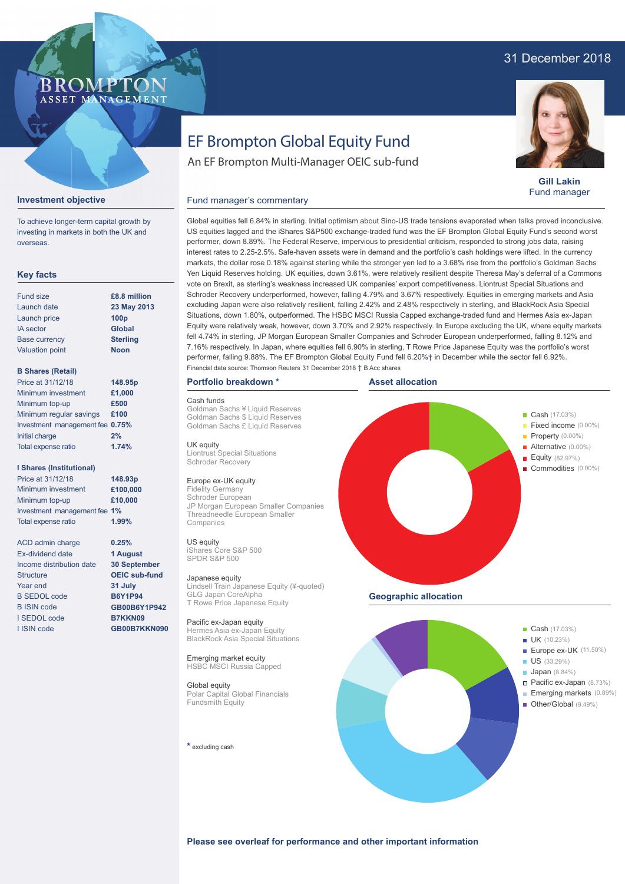31 December 2018

BROMPTON
ASSET MANAGEMENT

# EF Brompton Global Equity Fund

An EF Brompton Multi-Manager OEIC sub-fund

**Gill Lakin**
Fund manager

## Investment objective

To achieve longer-term capital growth by investing in markets in both the UK and overseas.

## Key facts

| | |
|---|---|
| Fund size | **£8.8 million** |
| Launch date | **23 May 2013** |
| Launch price | **100p** |
| IA sector | **Global** |
| Base currency | **Sterling** |
| Valuation point | **Noon** |

**B Shares (Retail)**

| | |
|---|---|
| Price at 31/12/18 | **148.95p** |
| Minimum investment | **£1,000** |
| Minimum top-up | **£500** |
| Minimum regular savings | **£100** |
| Investment management fee | **0.75%** |
| Initial charge | **2%** |
| Total expense ratio | **1.74%** |

**I Shares (Institutional)**

| | |
|---|---|
| Price at 31/12/18 | **148.93p** |
| Minimum investment | **£100,000** |
| Minimum top-up | **£10,000** |
| Investment management fee | **1%** |
| Total expense ratio | **1.99%** |

| | |
|---|---|
| ACD admin charge | **0.25%** |
| Ex-dividend date | **1 August** |
| Income distribution date | **30 September** |
| Structure | **OEIC sub-fund** |
| Year end | **31 July** |
| B SEDOL code | **B6Y1P94** |
| B ISIN code | **GB00B6Y1P942** |
| I SEDOL code | **B7KKN09** |
| I ISIN code | **GB00B7KKN090** |

## Fund manager's commentary

Global equities fell 6.84% in sterling. Initial optimism about Sino-US trade tensions evaporated when talks proved inconclusive. US equities lagged and the iShares S&P500 exchange-traded fund was the EF Brompton Global Equity Fund's second worst performer, down 8.89%. The Federal Reserve, impervious to presidential criticism, responded to strong jobs data, raising interest rates to 2.25-2.5%. Safe-haven assets were in demand and the portfolio's cash holdings were lifted. In the currency markets, the dollar rose 0.18% against sterling while the stronger yen led to a 3.68% rise from the portfolio's Goldman Sachs Yen Liquid Reserves holding. UK equities, down 3.61%, were relatively resilient despite Theresa May's deferral of a Commons vote on Brexit, as sterling's weakness increased UK companies' export competitiveness. Liontrust Special Situations and Schroder Recovery underperformed, however, falling 4.79% and 3.67% respectively. Equities in emerging markets and Asia excluding Japan were also relatively resilient, falling 2.42% and 2.48% respectively in sterling, and BlackRock Asia Special Situations, down 1.80%, outperformed. The HSBC MSCI Russia Capped exchange-traded fund and Hermes Asia ex-Japan Equity were relatively weak, however, down 3.70% and 2.92% respectively. In Europe excluding the UK, where equity markets fell 4.74% in sterling, JP Morgan European Smaller Companies and Schroder European underperformed, falling 8.12% and 7.16% respectively. In Japan, where equities fell 6.90% in sterling, T Rowe Price Japanese Equity was the portfolio's worst performer, falling 9.88%. The EF Brompton Global Equity Fund fell 6.20%† in December while the sector fell 6.92%.

Financial data source: Thomson Reuters 31 December 2018 † B Acc shares

## Portfolio breakdown *

Cash funds
Goldman Sachs ¥ Liquid Reserves
Goldman Sachs $ Liquid Reserves
Goldman Sachs £ Liquid Reserves

UK equity
Liontrust Special Situations
Schroder Recovery

Europe ex-UK equity
Fidelity Germany
Schroder European
JP Morgan European Smaller Companies
Threadneedle European Smaller Companies

US equity
iShares Core S&P 500
SPDR S&P 500

Japanese equity
Lindsell Train Japanese Equity (¥-quoted)
GLG Japan CoreAlpha
T Rowe Price Japanese Equity

Pacific ex-Japan equity
Hermes Asia ex-Japan Equity
BlackRock Asia Special Situations

Emerging market equity
HSBC MSCI Russia Capped

Global equity
Polar Capital Global Financials
Fundsmith Equity

\* excluding cash

## Asset allocation

- Cash (17.03%)
- Fixed income (0.00%)
- Property (0.00%)
- Alternative (0.00%)
- Equity (82.97%)
- Commodities (0.00%)

## Geographic allocation

- Cash (17.03%)
- UK (10.23%)
- Europe ex-UK (11.50%)
- US (33.29%)
- Japan (8.84%)
- Pacific ex-Japan (8.73%)
- Emerging markets (0.89%)
- Other/Global (9.49%)

**Please see overleaf for performance and other important information**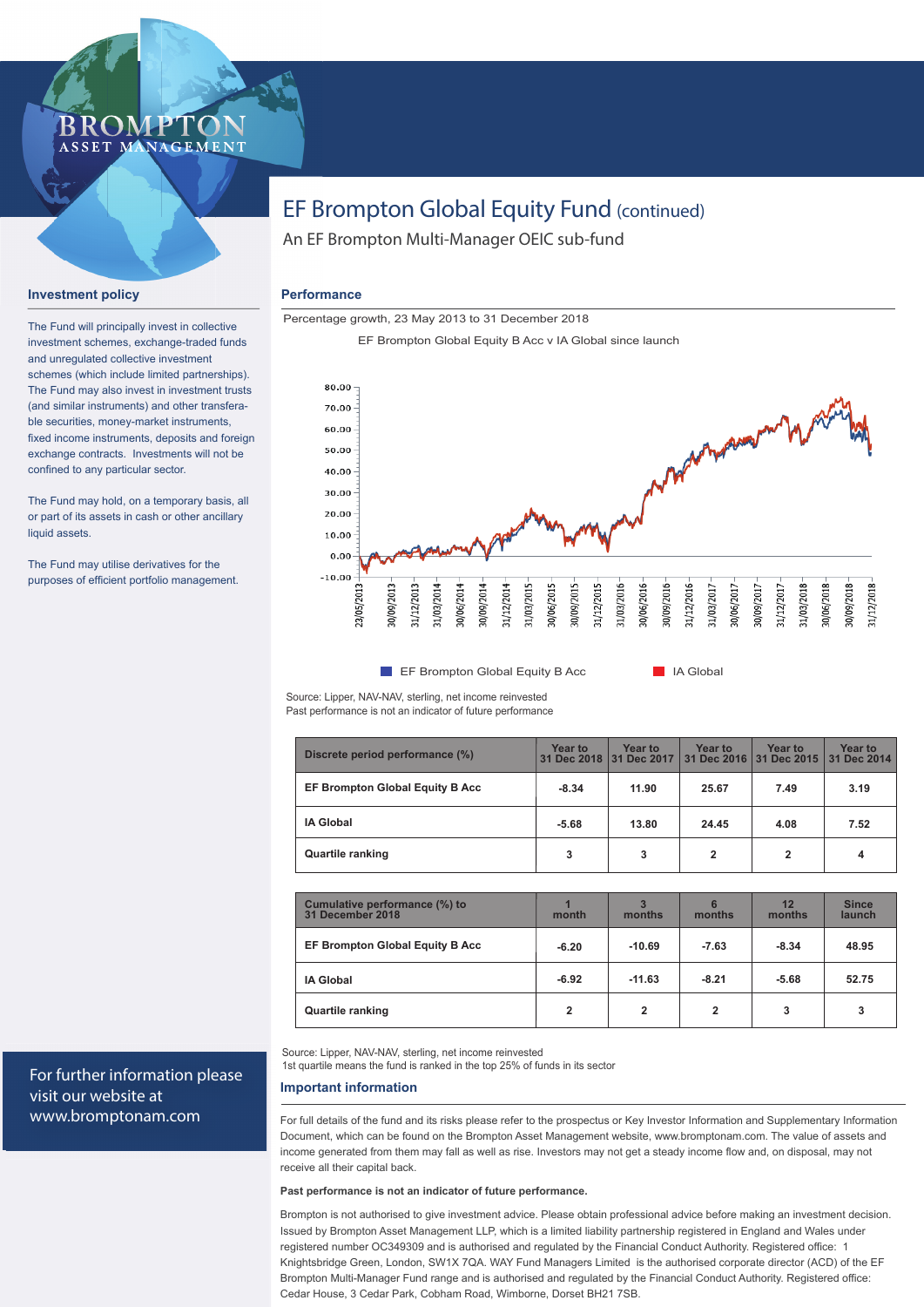BROMPTON
ASSET MANAGEMENT

# EF Brompton Global Equity Fund (continued)

An EF Brompton Multi-Manager OEIC sub-fund

## Investment policy

The Fund will principally invest in collective investment schemes, exchange-traded funds and unregulated collective investment schemes (which include limited partnerships). The Fund may also invest in investment trusts (and similar instruments) and other transferable securities, money-market instruments, fixed income instruments, deposits and foreign exchange contracts. Investments will not be confined to any particular sector.

The Fund may hold, on a temporary basis, all or part of its assets in cash or other ancillary liquid assets.

The Fund may utilise derivatives for the purposes of efficient portfolio management.

## Performance

Percentage growth, 23 May 2013 to 31 December 2018

EF Brompton Global Equity B Acc v IA Global since launch

80.00
70.00
60.00
50.00
40.00
30.00
20.00
10.00
0.00
-10.00

23/05/2013 30/09/2013 31/12/2013 31/03/2014 30/06/2014 30/09/2014 31/12/2014 31/03/2015 30/06/2015 30/09/2015 31/12/2015 31/03/2016 30/06/2016 30/09/2016 31/12/2016 31/03/2017 30/06/2017 30/09/2017 31/12/2017 31/03/2018 30/06/2018 30/09/2018 31/12/2018

EF Brompton Global Equity B Acc
IA Global

Source: Lipper, NAV-NAV, sterling, net income reinvested
Past performance is not an indicator of future performance

| Discrete period performance (%) | Year to 31 Dec 2018 | Year to 31 Dec 2017 | Year to 31 Dec 2016 | Year to 31 Dec 2015 | Year to 31 Dec 2014 |
|---|---|---|---|---|---|
| **EF Brompton Global Equity B Acc** | -8.34 | 11.90 | 25.67 | 7.49 | 3.19 |
| **IA Global** | -5.68 | 13.80 | 24.45 | 4.08 | 7.52 |
| **Quartile ranking** | 3 | 3 | 2 | 2 | 4 |

| Cumulative performance (%) to 31 December 2018 | 1 month | 3 months | 6 months | 12 months | Since launch |
|---|---|---|---|---|---|
| **EF Brompton Global Equity B Acc** | -6.20 | -10.69 | -7.63 | -8.34 | 48.95 |
| **IA Global** | -6.92 | -11.63 | -8.21 | -5.68 | 52.75 |
| **Quartile ranking** | 2 | 2 | 2 | 3 | 3 |

Source: Lipper, NAV-NAV, sterling, net income reinvested
1st quartile means the fund is ranked in the top 25% of funds in its sector

For further information please visit our website at www.bromptonam.com

## Important information

For full details of the fund and its risks please refer to the prospectus or Key Investor Information and Supplementary Information Document, which can be found on the Brompton Asset Management website, www.bromptonam.com. The value of assets and income generated from them may fall as well as rise. Investors may not get a steady income flow and, on disposal, may not receive all their capital back.

**Past performance is not an indicator of future performance.**

Brompton is not authorised to give investment advice. Please obtain professional advice before making an investment decision. Issued by Brompton Asset Management LLP, which is a limited liability partnership registered in England and Wales under registered number OC349309 and is authorised and regulated by the Financial Conduct Authority. Registered office: 1 Knightsbridge Green, London, SW1X 7QA. WAY Fund Managers Limited is the authorised corporate director (ACD) of the EF Brompton Multi-Manager Fund range and is authorised and regulated by the Financial Conduct Authority. Registered office: Cedar House, 3 Cedar Park, Cobham Road, Wimborne, Dorset BH21 7SB.